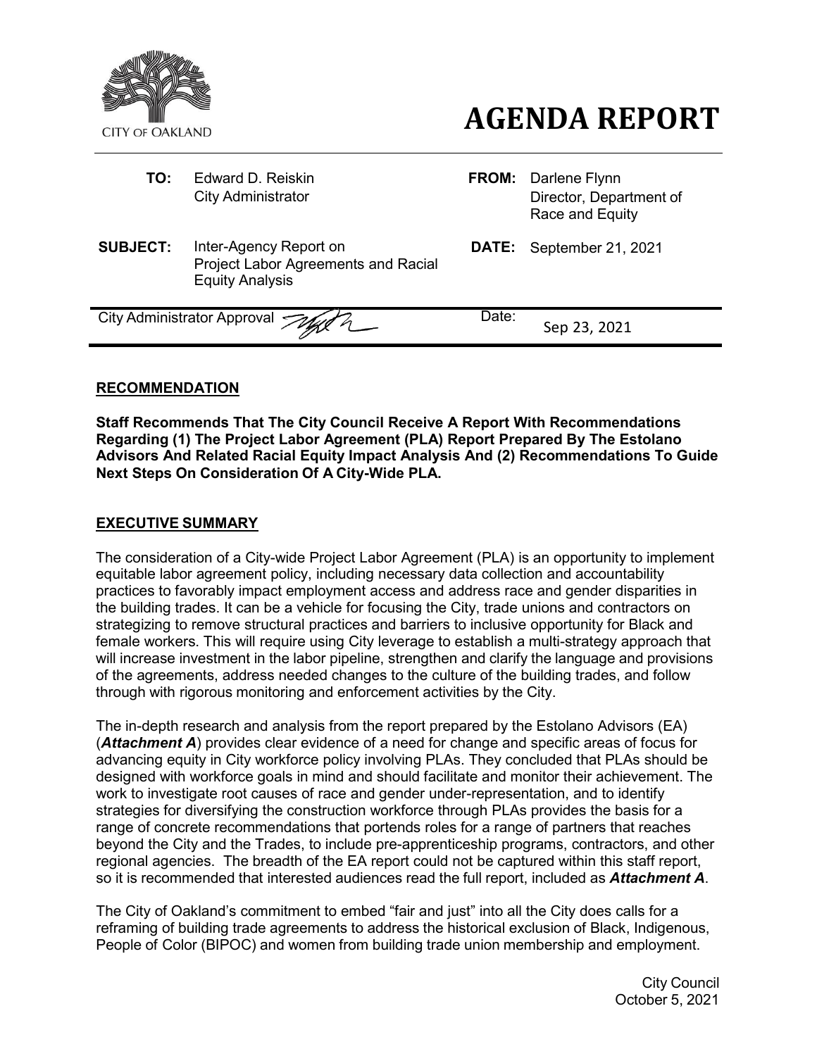CITY OF OAKLAND

# AGENDA REPORT

| | | | |
|---|---|---|---|
| **TO:** | Edward D. Reiskin<br>City Administrator | **FROM:** | Darlene Flynn<br>Director, Department of Race and Equity |
| **SUBJECT:** | Inter-Agency Report on Project Labor Agreements and Racial Equity Analysis | **DATE:** | September 21, 2021 |

City Administrator Approval | Date: Sep 23, 2021

## RECOMMENDATION

**Staff Recommends That The City Council Receive A Report With Recommendations Regarding (1) The Project Labor Agreement (PLA) Report Prepared By The Estolano Advisors And Related Racial Equity Impact Analysis And (2) Recommendations To Guide Next Steps On Consideration Of A City-Wide PLA.**

## EXECUTIVE SUMMARY

The consideration of a City-wide Project Labor Agreement (PLA) is an opportunity to implement equitable labor agreement policy, including necessary data collection and accountability practices to favorably impact employment access and address race and gender disparities in the building trades. It can be a vehicle for focusing the City, trade unions and contractors on strategizing to remove structural practices and barriers to inclusive opportunity for Black and female workers. This will require using City leverage to establish a multi-strategy approach that will increase investment in the labor pipeline, strengthen and clarify the language and provisions of the agreements, address needed changes to the culture of the building trades, and follow through with rigorous monitoring and enforcement activities by the City.

The in-depth research and analysis from the report prepared by the Estolano Advisors (EA) (***Attachment A***) provides clear evidence of a need for change and specific areas of focus for advancing equity in City workforce policy involving PLAs. They concluded that PLAs should be designed with workforce goals in mind and should facilitate and monitor their achievement. The work to investigate root causes of race and gender under-representation, and to identify strategies for diversifying the construction workforce through PLAs provides the basis for a range of concrete recommendations that portends roles for a range of partners that reaches beyond the City and the Trades, to include pre-apprenticeship programs, contractors, and other regional agencies. The breadth of the EA report could not be captured within this staff report, so it is recommended that interested audiences read the full report, included as ***Attachment A***.

The City of Oakland's commitment to embed "fair and just" into all the City does calls for a reframing of building trade agreements to address the historical exclusion of Black, Indigenous, People of Color (BIPOC) and women from building trade union membership and employment.

City Council
October 5, 2021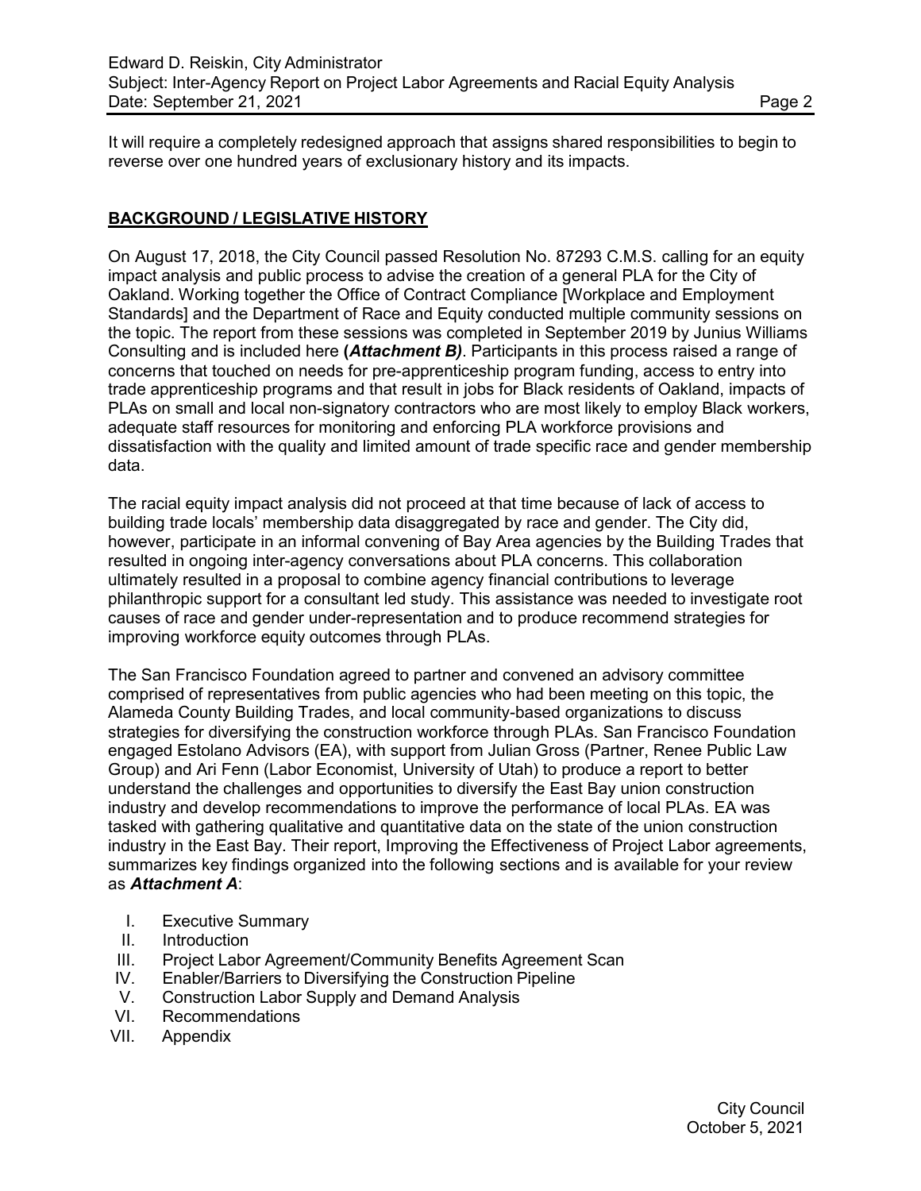It will require a completely redesigned approach that assigns shared responsibilities to begin to reverse over one hundred years of exclusionary history and its impacts.

## BACKGROUND / LEGISLATIVE HISTORY

On August 17, 2018, the City Council passed Resolution No. 87293 C.M.S. calling for an equity impact analysis and public process to advise the creation of a general PLA for the City of Oakland. Working together the Office of Contract Compliance [Workplace and Employment Standards] and the Department of Race and Equity conducted multiple community sessions on the topic. The report from these sessions was completed in September 2019 by Junius Williams Consulting and is included here **(*Attachment B)***. Participants in this process raised a range of concerns that touched on needs for pre-apprenticeship program funding, access to entry into trade apprenticeship programs and that result in jobs for Black residents of Oakland, impacts of PLAs on small and local non-signatory contractors who are most likely to employ Black workers, adequate staff resources for monitoring and enforcing PLA workforce provisions and dissatisfaction with the quality and limited amount of trade specific race and gender membership data.

The racial equity impact analysis did not proceed at that time because of lack of access to building trade locals' membership data disaggregated by race and gender. The City did, however, participate in an informal convening of Bay Area agencies by the Building Trades that resulted in ongoing inter-agency conversations about PLA concerns. This collaboration ultimately resulted in a proposal to combine agency financial contributions to leverage philanthropic support for a consultant led study. This assistance was needed to investigate root causes of race and gender under-representation and to produce recommend strategies for improving workforce equity outcomes through PLAs.

The San Francisco Foundation agreed to partner and convened an advisory committee comprised of representatives from public agencies who had been meeting on this topic, the Alameda County Building Trades, and local community-based organizations to discuss strategies for diversifying the construction workforce through PLAs. San Francisco Foundation engaged Estolano Advisors (EA), with support from Julian Gross (Partner, Renee Public Law Group) and Ari Fenn (Labor Economist, University of Utah) to produce a report to better understand the challenges and opportunities to diversify the East Bay union construction industry and develop recommendations to improve the performance of local PLAs. EA was tasked with gathering qualitative and quantitative data on the state of the union construction industry in the East Bay. Their report, Improving the Effectiveness of Project Labor agreements, summarizes key findings organized into the following sections and is available for your review as ***Attachment A***:

I. Executive Summary
II. Introduction
III. Project Labor Agreement/Community Benefits Agreement Scan
IV. Enabler/Barriers to Diversifying the Construction Pipeline
V. Construction Labor Supply and Demand Analysis
VI. Recommendations
VII. Appendix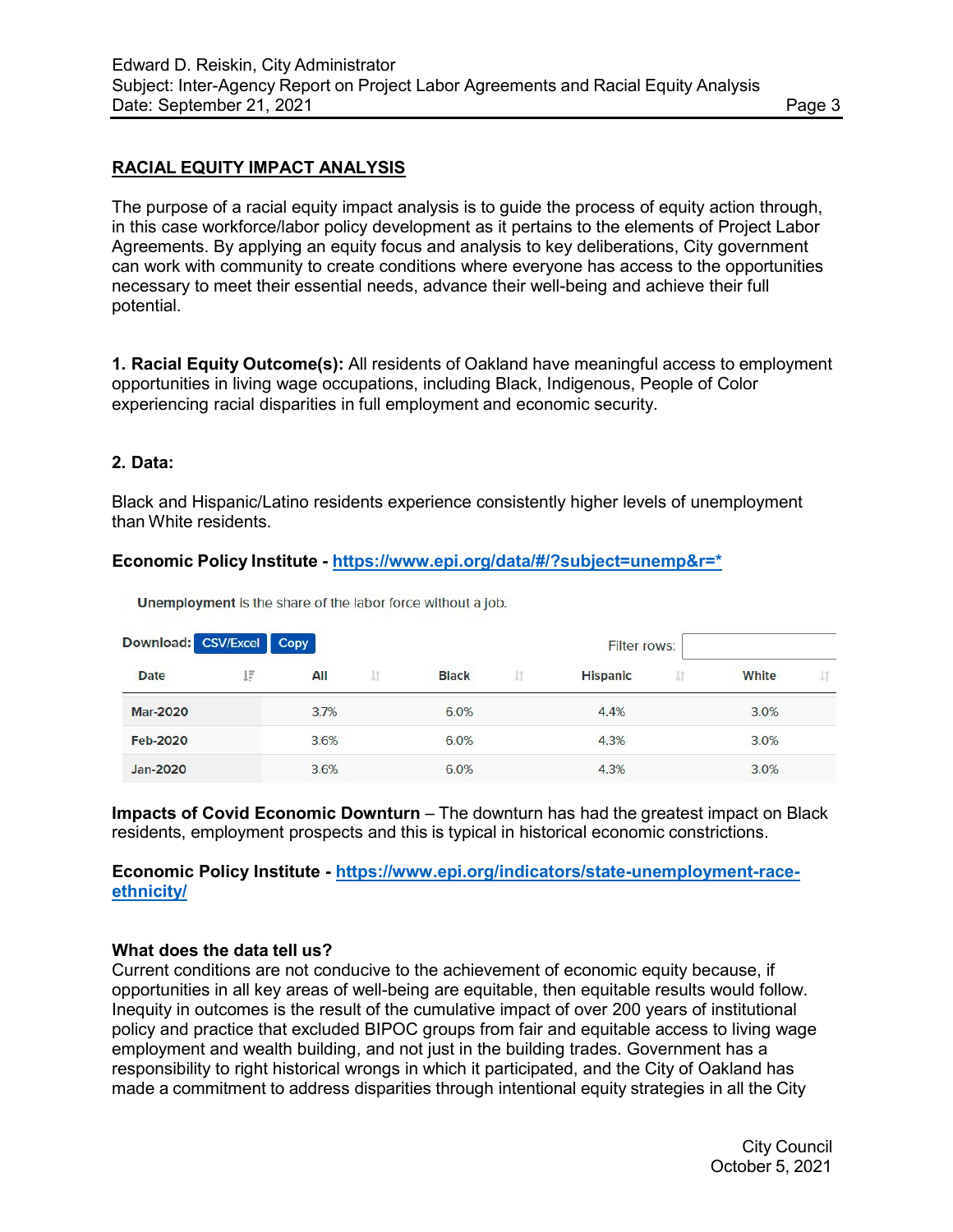## RACIAL EQUITY IMPACT ANALYSIS

The purpose of a racial equity impact analysis is to guide the process of equity action through, in this case workforce/labor policy development as it pertains to the elements of Project Labor Agreements. By applying an equity focus and analysis to key deliberations, City government can work with community to create conditions where everyone has access to the opportunities necessary to meet their essential needs, advance their well-being and achieve their full potential.

**1. Racial Equity Outcome(s):** All residents of Oakland have meaningful access to employment opportunities in living wage occupations, including Black, Indigenous, People of Color experiencing racial disparities in full employment and economic security.

**2. Data:**

Black and Hispanic/Latino residents experience consistently higher levels of unemployment than White residents.

**Economic Policy Institute - https://www.epi.org/data/#/?subject=unemp&r=***

**Unemployment** is the share of the labor force without a job.

Download: CSV/Excel Copy Filter rows:

| Date | All | Black | Hispanic | White |
|---|---|---|---|---|
| Mar-2020 | 3.7% | 6.0% | 4.4% | 3.0% |
| Feb-2020 | 3.6% | 6.0% | 4.3% | 3.0% |
| Jan-2020 | 3.6% | 6.0% | 4.3% | 3.0% |

**Impacts of Covid Economic Downturn** – The downturn has had the greatest impact on Black residents, employment prospects and this is typical in historical economic constrictions.

**Economic Policy Institute - https://www.epi.org/indicators/state-unemployment-race-ethnicity/**

**What does the data tell us?**
Current conditions are not conducive to the achievement of economic equity because, if opportunities in all key areas of well-being are equitable, then equitable results would follow. Inequity in outcomes is the result of the cumulative impact of over 200 years of institutional policy and practice that excluded BIPOC groups from fair and equitable access to living wage employment and wealth building, and not just in the building trades. Government has a responsibility to right historical wrongs in which it participated, and the City of Oakland has made a commitment to address disparities through intentional equity strategies in all the City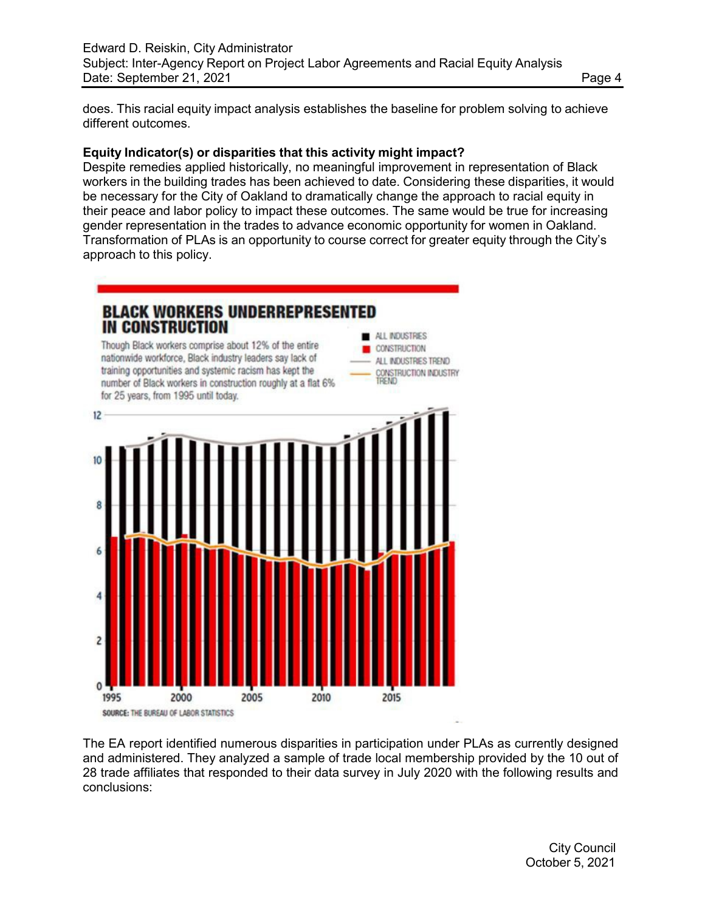does. This racial equity impact analysis establishes the baseline for problem solving to achieve different outcomes.

**Equity Indicator(s) or disparities that this activity might impact?**

Despite remedies applied historically, no meaningful improvement in representation of Black workers in the building trades has been achieved to date. Considering these disparities, it would be necessary for the City of Oakland to dramatically change the approach to racial equity in their peace and labor policy to impact these outcomes. The same would be true for increasing gender representation in the trades to advance economic opportunity for women in Oakland. Transformation of PLAs is an opportunity to course correct for greater equity through the City's approach to this policy.

**BLACK WORKERS UNDERREPRESENTED IN CONSTRUCTION**

Though Black workers comprise about 12% of the entire nationwide workforce, Black industry leaders say lack of training opportunities and systemic racism has kept the number of Black workers in construction roughly at a flat 6% for 25 years, from 1995 until today.

SOURCE: THE BUREAU OF LABOR STATISTICS

The EA report identified numerous disparities in participation under PLAs as currently designed and administered. They analyzed a sample of trade local membership provided by the 10 out of 28 trade affiliates that responded to their data survey in July 2020 with the following results and conclusions: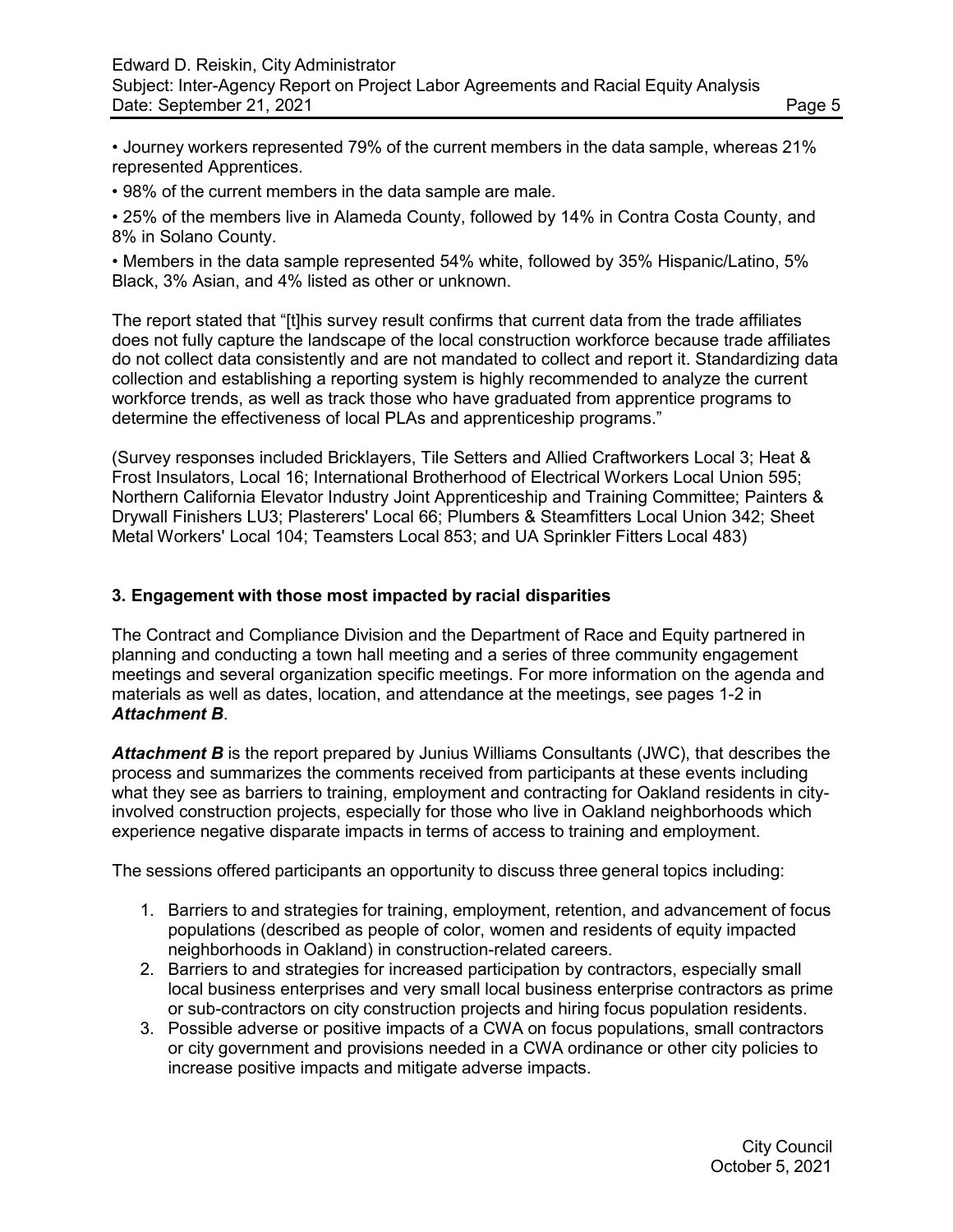• Journey workers represented 79% of the current members in the data sample, whereas 21% represented Apprentices.

• 98% of the current members in the data sample are male.

• 25% of the members live in Alameda County, followed by 14% in Contra Costa County, and 8% in Solano County.

• Members in the data sample represented 54% white, followed by 35% Hispanic/Latino, 5% Black, 3% Asian, and 4% listed as other or unknown.

The report stated that "[t]his survey result confirms that current data from the trade affiliates does not fully capture the landscape of the local construction workforce because trade affiliates do not collect data consistently and are not mandated to collect and report it. Standardizing data collection and establishing a reporting system is highly recommended to analyze the current workforce trends, as well as track those who have graduated from apprentice programs to determine the effectiveness of local PLAs and apprenticeship programs."

(Survey responses included Bricklayers, Tile Setters and Allied Craftworkers Local 3; Heat & Frost Insulators, Local 16; International Brotherhood of Electrical Workers Local Union 595; Northern California Elevator Industry Joint Apprenticeship and Training Committee; Painters & Drywall Finishers LU3; Plasterers' Local 66; Plumbers & Steamfitters Local Union 342; Sheet Metal Workers' Local 104; Teamsters Local 853; and UA Sprinkler Fitters Local 483)

### 3. Engagement with those most impacted by racial disparities

The Contract and Compliance Division and the Department of Race and Equity partnered in planning and conducting a town hall meeting and a series of three community engagement meetings and several organization specific meetings. For more information on the agenda and materials as well as dates, location, and attendance at the meetings, see pages 1-2 in ***Attachment B***.

***Attachment B*** is the report prepared by Junius Williams Consultants (JWC), that describes the process and summarizes the comments received from participants at these events including what they see as barriers to training, employment and contracting for Oakland residents in city-involved construction projects, especially for those who live in Oakland neighborhoods which experience negative disparate impacts in terms of access to training and employment.

The sessions offered participants an opportunity to discuss three general topics including:

1. Barriers to and strategies for training, employment, retention, and advancement of focus populations (described as people of color, women and residents of equity impacted neighborhoods in Oakland) in construction-related careers.
2. Barriers to and strategies for increased participation by contractors, especially small local business enterprises and very small local business enterprise contractors as prime or sub-contractors on city construction projects and hiring focus population residents.
3. Possible adverse or positive impacts of a CWA on focus populations, small contractors or city government and provisions needed in a CWA ordinance or other city policies to increase positive impacts and mitigate adverse impacts.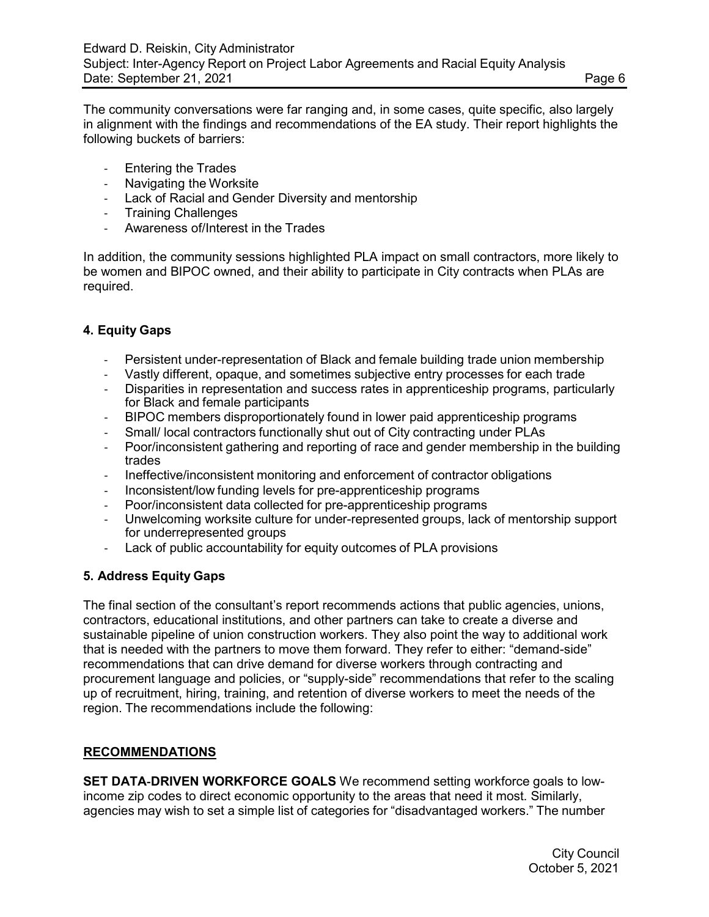The community conversations were far ranging and, in some cases, quite specific, also largely in alignment with the findings and recommendations of the EA study. Their report highlights the following buckets of barriers:

- Entering the Trades
- Navigating the Worksite
- Lack of Racial and Gender Diversity and mentorship
- Training Challenges
- Awareness of/Interest in the Trades

In addition, the community sessions highlighted PLA impact on small contractors, more likely to be women and BIPOC owned, and their ability to participate in City contracts when PLAs are required.

### 4. Equity Gaps

- Persistent under-representation of Black and female building trade union membership
- Vastly different, opaque, and sometimes subjective entry processes for each trade
- Disparities in representation and success rates in apprenticeship programs, particularly for Black and female participants
- BIPOC members disproportionately found in lower paid apprenticeship programs
- Small/ local contractors functionally shut out of City contracting under PLAs
- Poor/inconsistent gathering and reporting of race and gender membership in the building trades
- Ineffective/inconsistent monitoring and enforcement of contractor obligations
- Inconsistent/low funding levels for pre-apprenticeship programs
- Poor/inconsistent data collected for pre-apprenticeship programs
- Unwelcoming worksite culture for under-represented groups, lack of mentorship support for underrepresented groups
- Lack of public accountability for equity outcomes of PLA provisions

### 5. Address Equity Gaps

The final section of the consultant's report recommends actions that public agencies, unions, contractors, educational institutions, and other partners can take to create a diverse and sustainable pipeline of union construction workers. They also point the way to additional work that is needed with the partners to move them forward. They refer to either: "demand-side" recommendations that can drive demand for diverse workers through contracting and procurement language and policies, or "supply-side" recommendations that refer to the scaling up of recruitment, hiring, training, and retention of diverse workers to meet the needs of the region. The recommendations include the following:

## RECOMMENDATIONS

**SET DATA-DRIVEN WORKFORCE GOALS** We recommend setting workforce goals to low-income zip codes to direct economic opportunity to the areas that need it most. Similarly, agencies may wish to set a simple list of categories for "disadvantaged workers." The number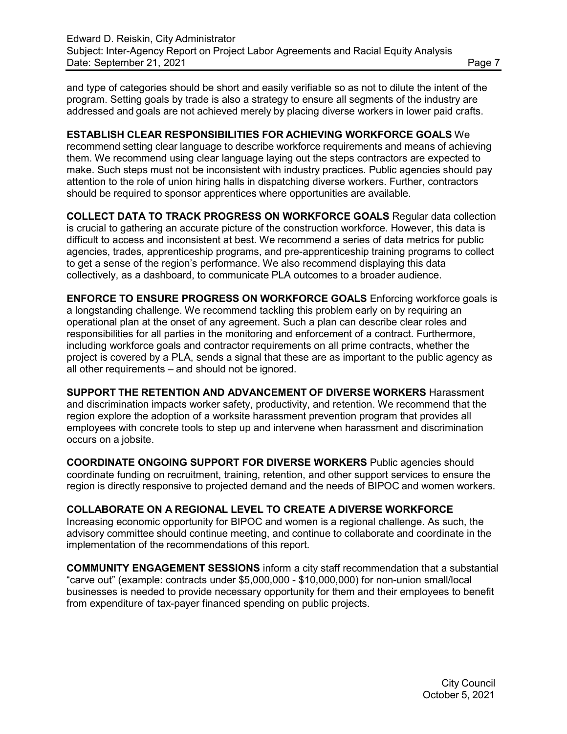and type of categories should be short and easily verifiable so as not to dilute the intent of the program. Setting goals by trade is also a strategy to ensure all segments of the industry are addressed and goals are not achieved merely by placing diverse workers in lower paid crafts.

**ESTABLISH CLEAR RESPONSIBILITIES FOR ACHIEVING WORKFORCE GOALS** We recommend setting clear language to describe workforce requirements and means of achieving them. We recommend using clear language laying out the steps contractors are expected to make. Such steps must not be inconsistent with industry practices. Public agencies should pay attention to the role of union hiring halls in dispatching diverse workers. Further, contractors should be required to sponsor apprentices where opportunities are available.

**COLLECT DATA TO TRACK PROGRESS ON WORKFORCE GOALS** Regular data collection is crucial to gathering an accurate picture of the construction workforce. However, this data is difficult to access and inconsistent at best. We recommend a series of data metrics for public agencies, trades, apprenticeship programs, and pre-apprenticeship training programs to collect to get a sense of the region's performance. We also recommend displaying this data collectively, as a dashboard, to communicate PLA outcomes to a broader audience.

**ENFORCE TO ENSURE PROGRESS ON WORKFORCE GOALS** Enforcing workforce goals is a longstanding challenge. We recommend tackling this problem early on by requiring an operational plan at the onset of any agreement. Such a plan can describe clear roles and responsibilities for all parties in the monitoring and enforcement of a contract. Furthermore, including workforce goals and contractor requirements on all prime contracts, whether the project is covered by a PLA, sends a signal that these are as important to the public agency as all other requirements – and should not be ignored.

**SUPPORT THE RETENTION AND ADVANCEMENT OF DIVERSE WORKERS** Harassment and discrimination impacts worker safety, productivity, and retention. We recommend that the region explore the adoption of a worksite harassment prevention program that provides all employees with concrete tools to step up and intervene when harassment and discrimination occurs on a jobsite.

**COORDINATE ONGOING SUPPORT FOR DIVERSE WORKERS** Public agencies should coordinate funding on recruitment, training, retention, and other support services to ensure the region is directly responsive to projected demand and the needs of BIPOC and women workers.

**COLLABORATE ON A REGIONAL LEVEL TO CREATE A DIVERSE WORKFORCE** Increasing economic opportunity for BIPOC and women is a regional challenge. As such, the advisory committee should continue meeting, and continue to collaborate and coordinate in the implementation of the recommendations of this report.

**COMMUNITY ENGAGEMENT SESSIONS** inform a city staff recommendation that a substantial "carve out" (example: contracts under $5,000,000 - $10,000,000) for non-union small/local businesses is needed to provide necessary opportunity for them and their employees to benefit from expenditure of tax-payer financed spending on public projects.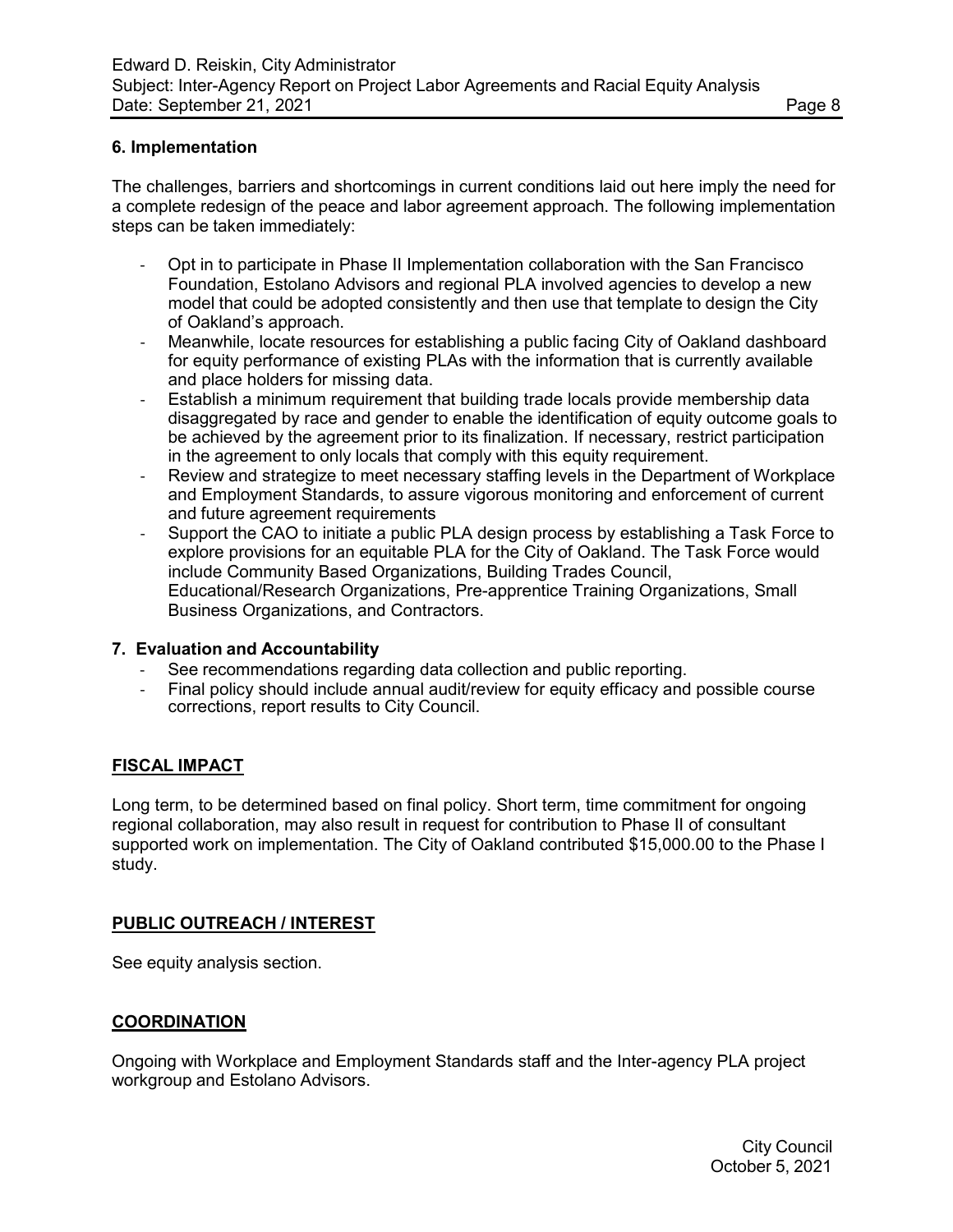### 6. Implementation

The challenges, barriers and shortcomings in current conditions laid out here imply the need for a complete redesign of the peace and labor agreement approach. The following implementation steps can be taken immediately:

- Opt in to participate in Phase II Implementation collaboration with the San Francisco Foundation, Estolano Advisors and regional PLA involved agencies to develop a new model that could be adopted consistently and then use that template to design the City of Oakland's approach.
- Meanwhile, locate resources for establishing a public facing City of Oakland dashboard for equity performance of existing PLAs with the information that is currently available and place holders for missing data.
- Establish a minimum requirement that building trade locals provide membership data disaggregated by race and gender to enable the identification of equity outcome goals to be achieved by the agreement prior to its finalization. If necessary, restrict participation in the agreement to only locals that comply with this equity requirement.
- Review and strategize to meet necessary staffing levels in the Department of Workplace and Employment Standards, to assure vigorous monitoring and enforcement of current and future agreement requirements
- Support the CAO to initiate a public PLA design process by establishing a Task Force to explore provisions for an equitable PLA for the City of Oakland. The Task Force would include Community Based Organizations, Building Trades Council, Educational/Research Organizations, Pre-apprentice Training Organizations, Small Business Organizations, and Contractors.

### 7. Evaluation and Accountability

- See recommendations regarding data collection and public reporting.
- Final policy should include annual audit/review for equity efficacy and possible course corrections, report results to City Council.

## FISCAL IMPACT

Long term, to be determined based on final policy. Short term, time commitment for ongoing regional collaboration, may also result in request for contribution to Phase II of consultant supported work on implementation. The City of Oakland contributed $15,000.00 to the Phase I study.

## PUBLIC OUTREACH / INTEREST

See equity analysis section.

## COORDINATION

Ongoing with Workplace and Employment Standards staff and the Inter-agency PLA project workgroup and Estolano Advisors.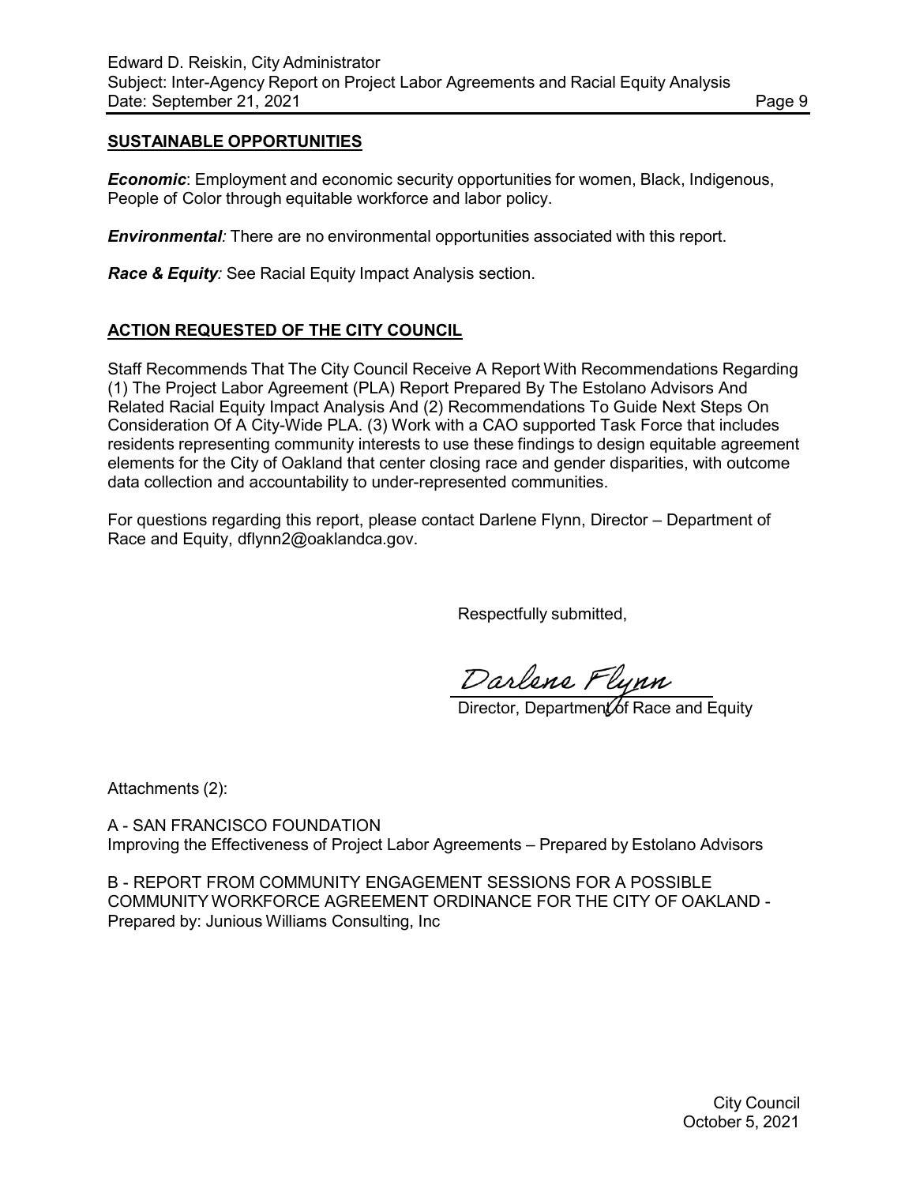## SUSTAINABLE OPPORTUNITIES

***Economic***: Employment and economic security opportunities for women, Black, Indigenous, People of Color through equitable workforce and labor policy.

***Environmental***: There are no environmental opportunities associated with this report.

***Race & Equity***: See Racial Equity Impact Analysis section.

## ACTION REQUESTED OF THE CITY COUNCIL

Staff Recommends That The City Council Receive A Report With Recommendations Regarding (1) The Project Labor Agreement (PLA) Report Prepared By The Estolano Advisors And Related Racial Equity Impact Analysis And (2) Recommendations To Guide Next Steps On Consideration Of A City-Wide PLA. (3) Work with a CAO supported Task Force that includes residents representing community interests to use these findings to design equitable agreement elements for the City of Oakland that center closing race and gender disparities, with outcome data collection and accountability to under-represented communities.

For questions regarding this report, please contact Darlene Flynn, Director – Department of Race and Equity, dflynn2@oaklandca.gov.

Respectfully submitted,

Darlene Flynn

Director, Department of Race and Equity

Attachments (2):

A - SAN FRANCISCO FOUNDATION
Improving the Effectiveness of Project Labor Agreements – Prepared by Estolano Advisors

B - REPORT FROM COMMUNITY ENGAGEMENT SESSIONS FOR A POSSIBLE COMMUNITY WORKFORCE AGREEMENT ORDINANCE FOR THE CITY OF OAKLAND - Prepared by: Junious Williams Consulting, Inc